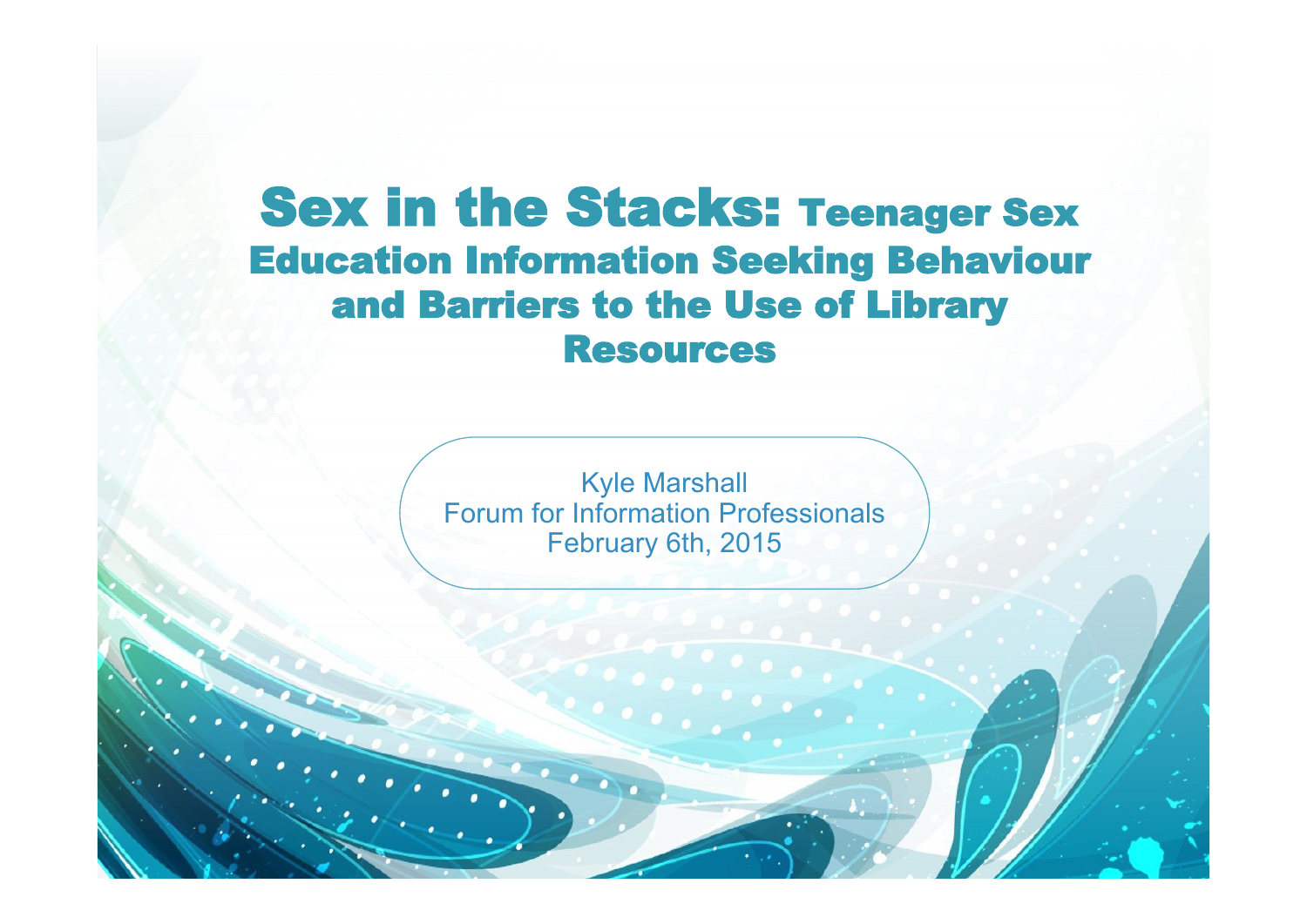# Sex in the Stacks: Teenager Sex Education Information Seeking Behaviour and Barriers to the Use of Library Resources

Kyle Marshall
Forum for Information Professionals
February 6th, 2015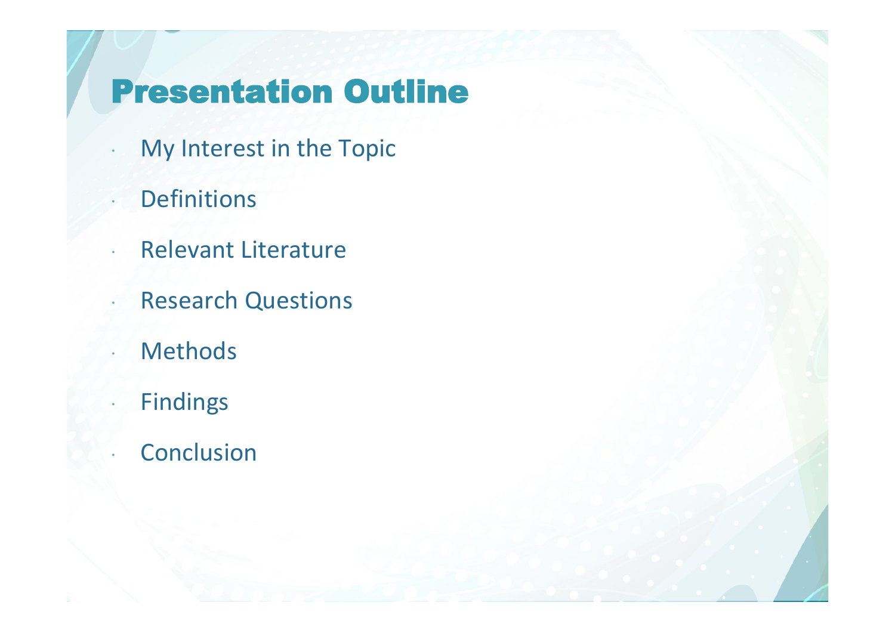# Presentation Outline

- My Interest in the Topic
- Definitions
- Relevant Literature
- Research Questions
- Methods
- Findings
- Conclusion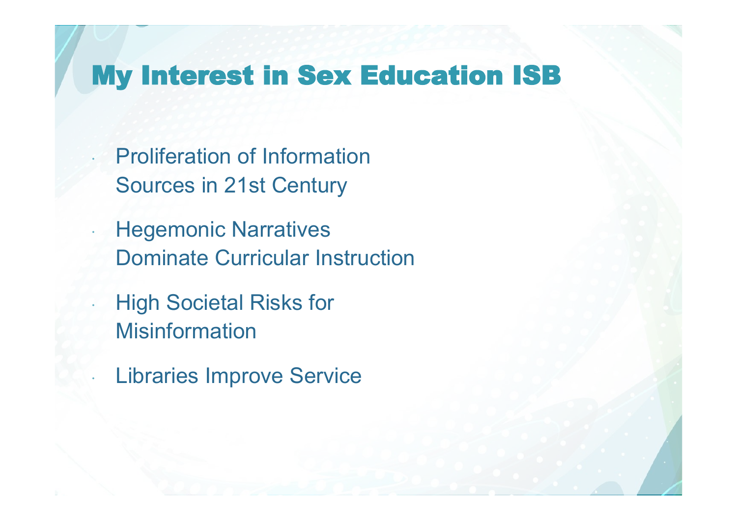# My Interest in Sex Education ISB

- Proliferation of Information Sources in 21st Century
- Hegemonic Narratives Dominate Curricular Instruction
- High Societal Risks for Misinformation
- Libraries Improve Service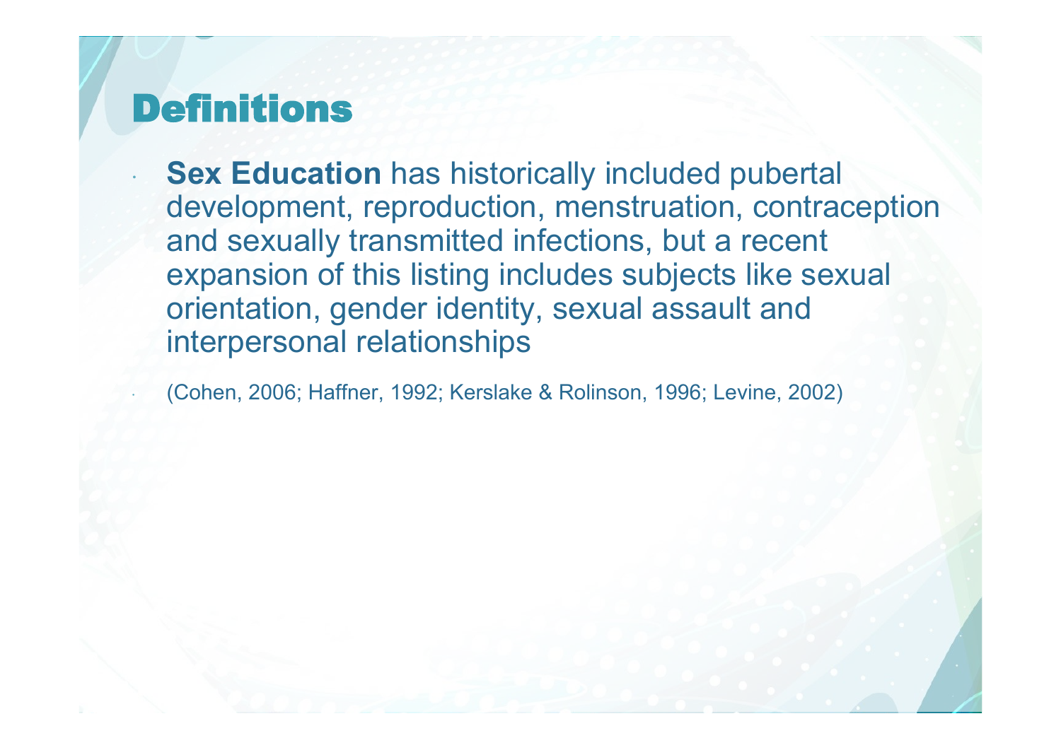# Definitions

- **Sex Education** has historically included pubertal development, reproduction, menstruation, contraception and sexually transmitted infections, but a recent expansion of this listing includes subjects like sexual orientation, gender identity, sexual assault and interpersonal relationships

- (Cohen, 2006; Haffner, 1992; Kerslake & Rolinson, 1996; Levine, 2002)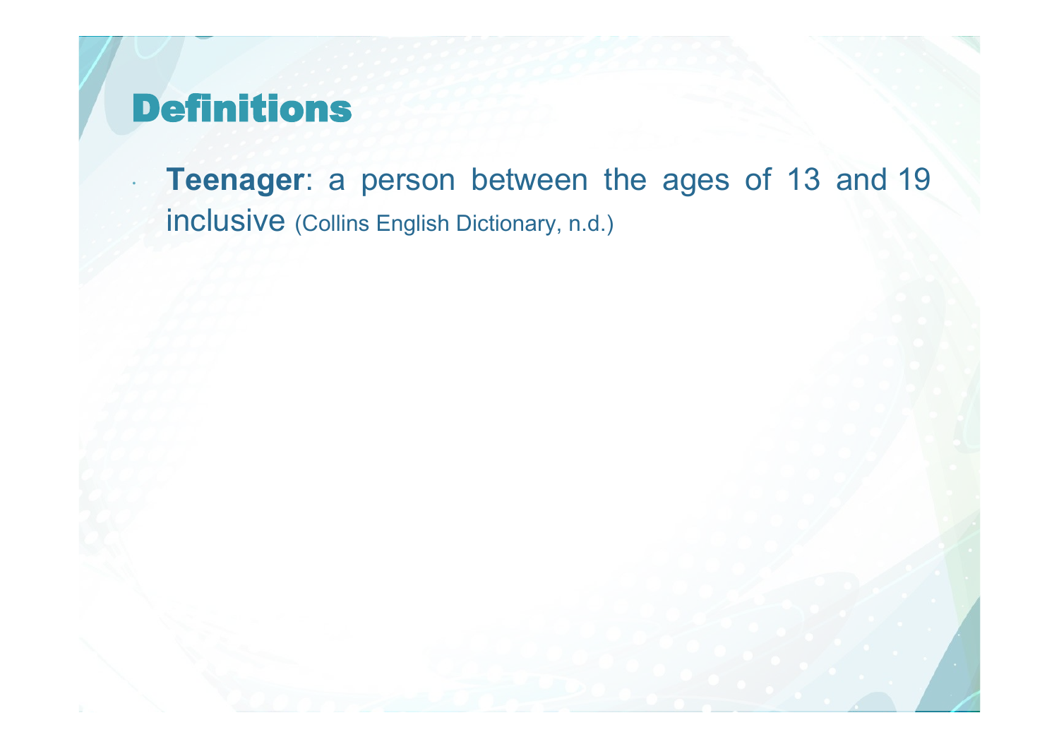# Definitions

- **Teenager**: a person between the ages of 13 and 19 inclusive (Collins English Dictionary, n.d.)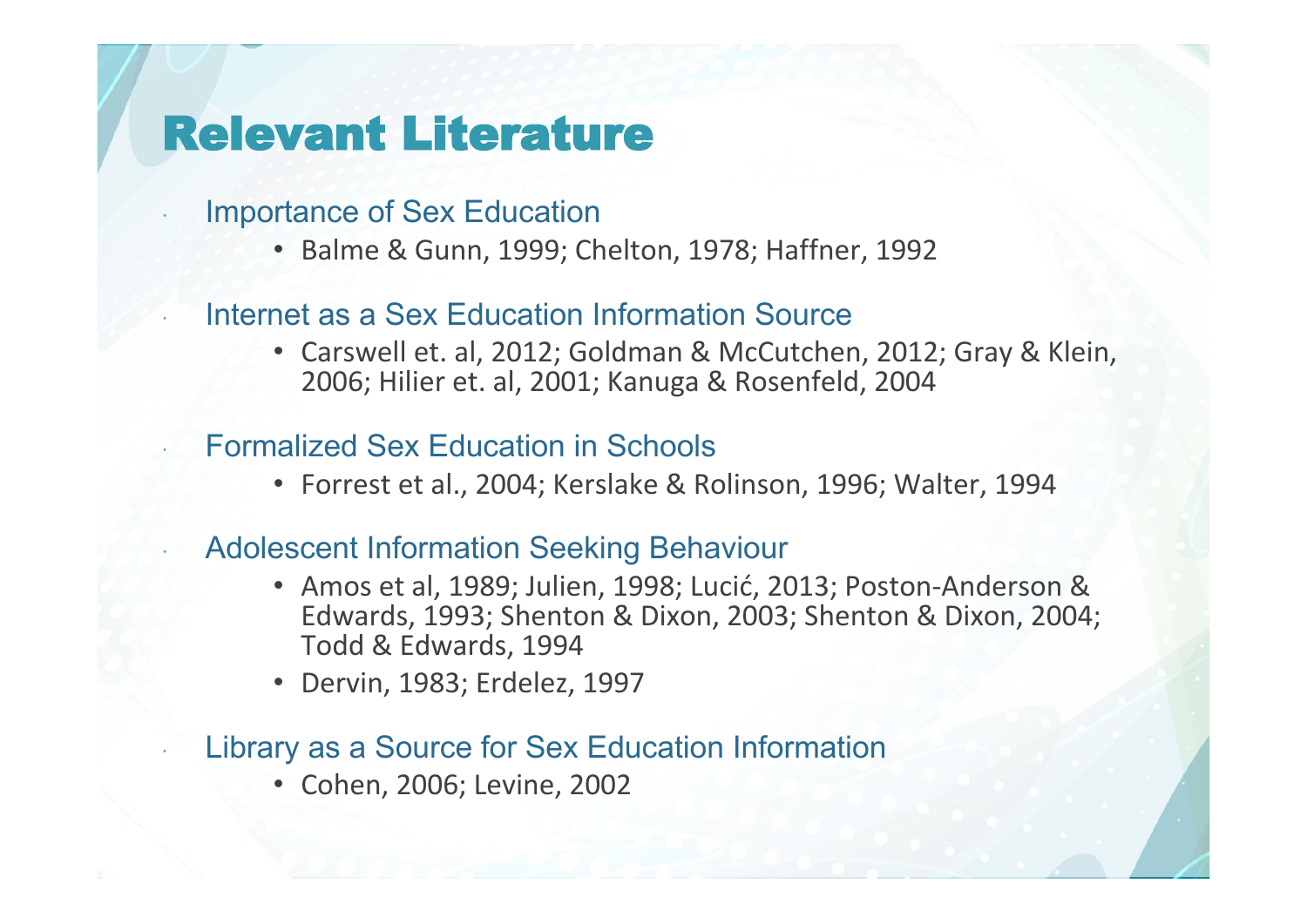# Relevant Literature

- Importance of Sex Education
  - Balme & Gunn, 1999; Chelton, 1978; Haffner, 1992
- Internet as a Sex Education Information Source
  - Carswell et. al, 2012; Goldman & McCutchen, 2012; Gray & Klein, 2006; Hilier et. al, 2001; Kanuga & Rosenfeld, 2004
- Formalized Sex Education in Schools
  - Forrest et al., 2004; Kerslake & Rolinson, 1996; Walter, 1994
- Adolescent Information Seeking Behaviour
  - Amos et al, 1989; Julien, 1998; Lucić, 2013; Poston-Anderson & Edwards, 1993; Shenton & Dixon, 2003; Shenton & Dixon, 2004; Todd & Edwards, 1994
  - Dervin, 1983; Erdelez, 1997
- Library as a Source for Sex Education Information
  - Cohen, 2006; Levine, 2002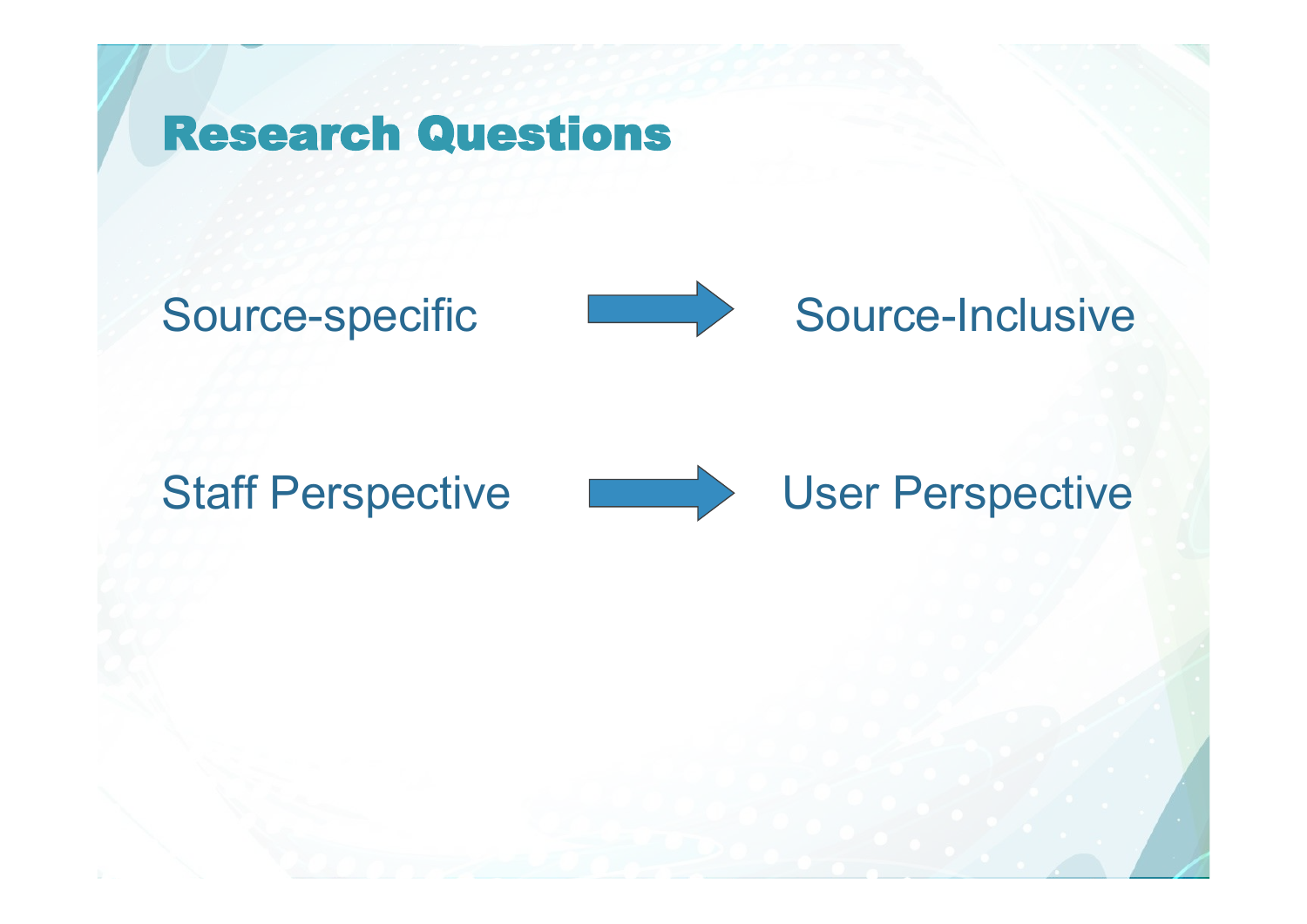# Research Questions

Source-specific → Source-Inclusive

Staff Perspective → User Perspective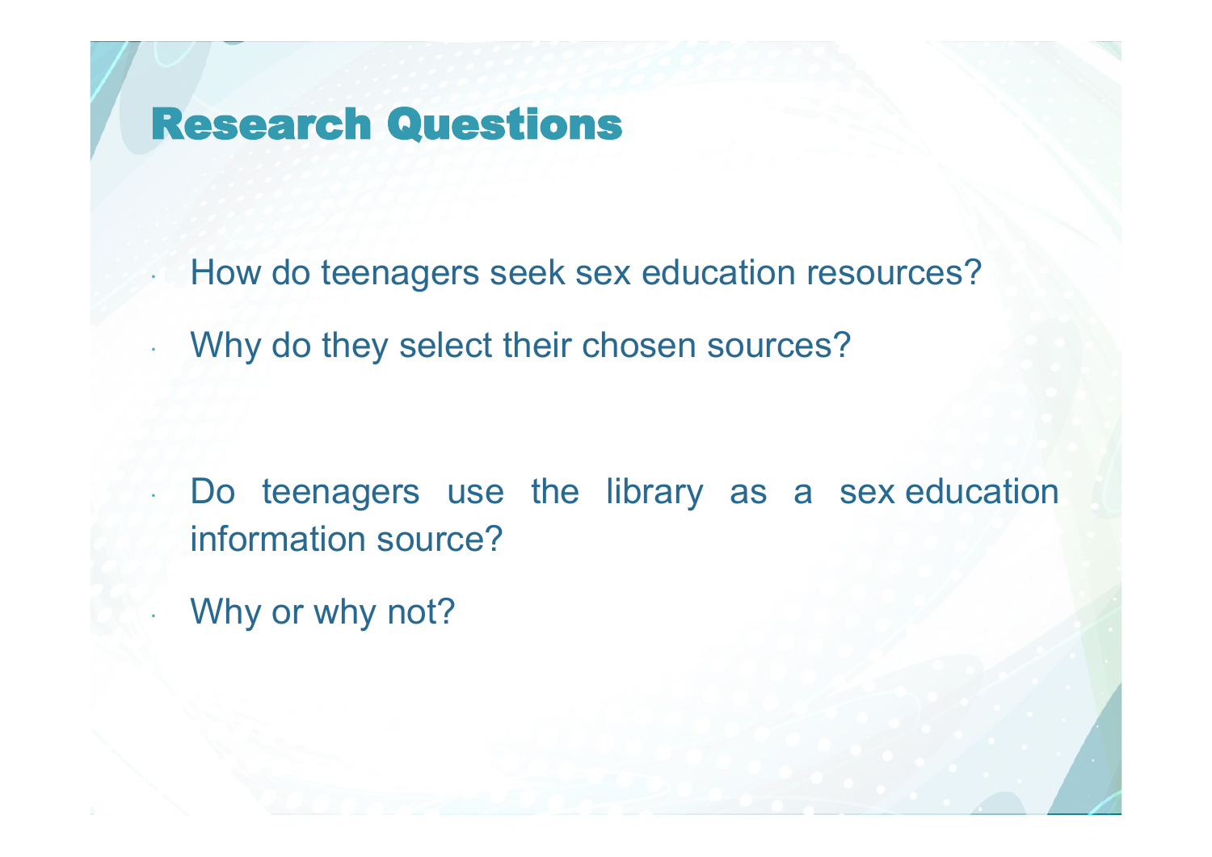# Research Questions

- How do teenagers seek sex education resources?
- Why do they select their chosen sources?

- Do teenagers use the library as a sex education information source?
- Why or why not?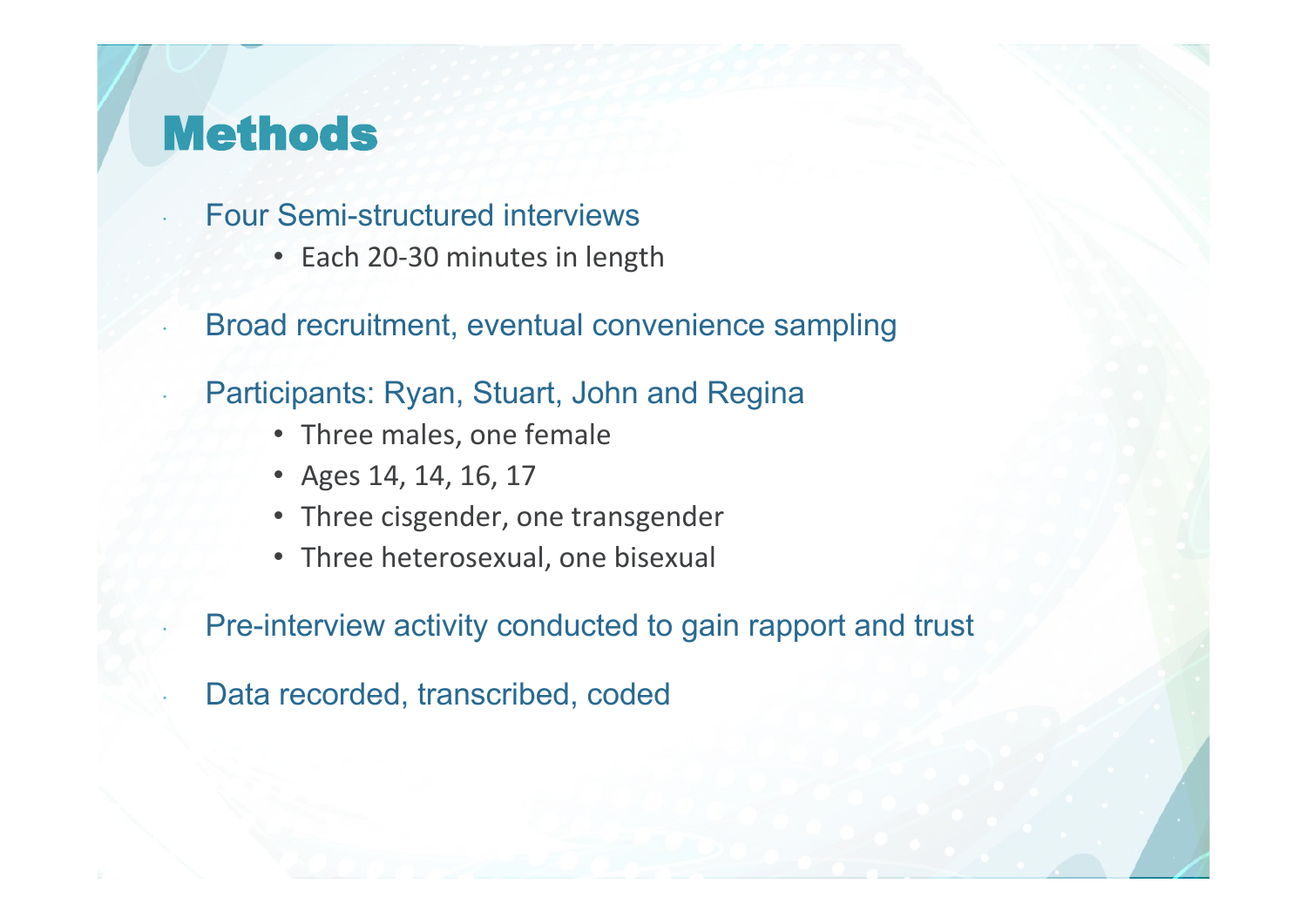# Methods

- Four Semi-structured interviews
  - Each 20-30 minutes in length
- Broad recruitment, eventual convenience sampling
- Participants: Ryan, Stuart, John and Regina
  - Three males, one female
  - Ages 14, 14, 16, 17
  - Three cisgender, one transgender
  - Three heterosexual, one bisexual
- Pre-interview activity conducted to gain rapport and trust
- Data recorded, transcribed, coded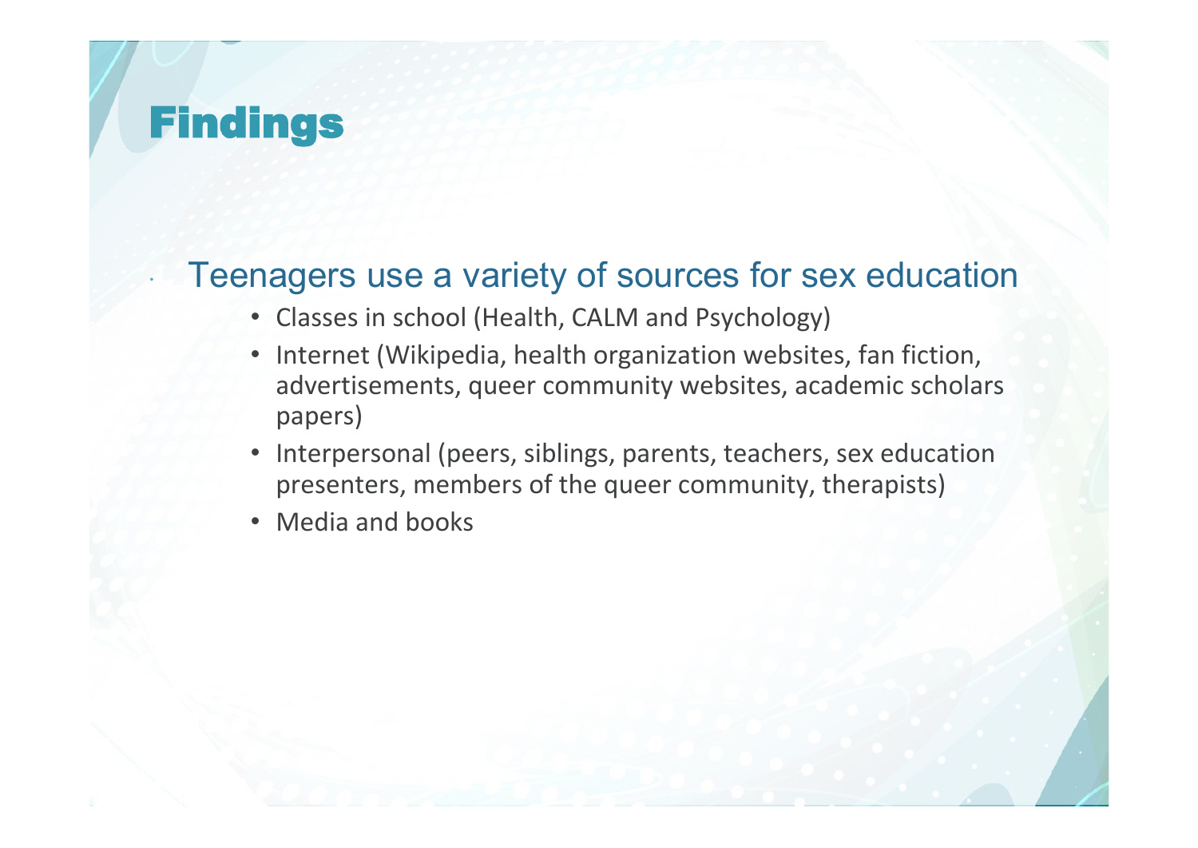# Findings

- Teenagers use a variety of sources for sex education
  - Classes in school (Health, CALM and Psychology)
  - Internet (Wikipedia, health organization websites, fan fiction, advertisements, queer community websites, academic scholars papers)
  - Interpersonal (peers, siblings, parents, teachers, sex education presenters, members of the queer community, therapists)
  - Media and books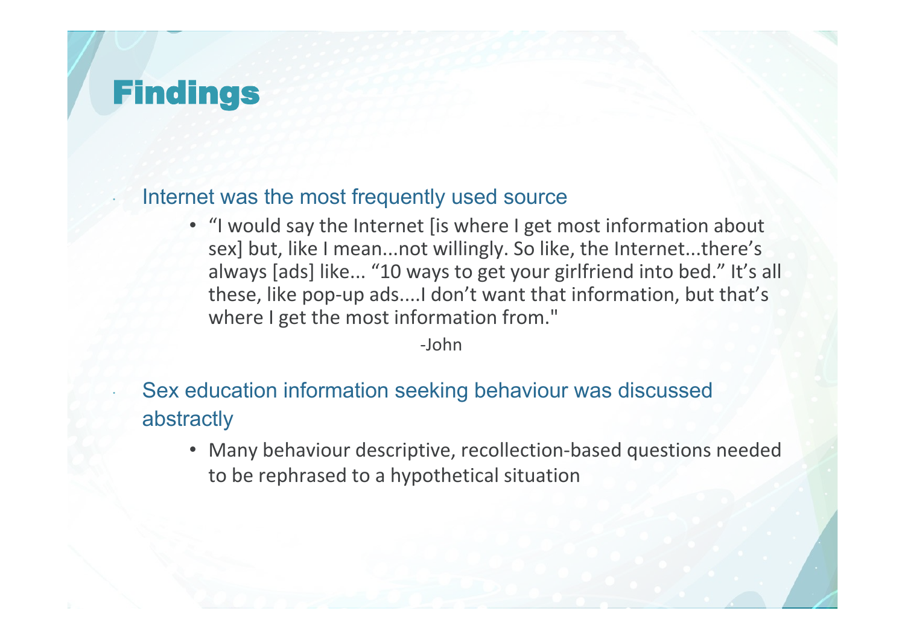# Findings

- Internet was the most frequently used source
  - "I would say the Internet [is where I get most information about sex] but, like I mean...not willingly. So like, the Internet...there's always [ads] like... "10 ways to get your girlfriend into bed." It's all these, like pop-up ads....I don't want that information, but that's where I get the most information from."

    -John

- Sex education information seeking behaviour was discussed abstractly
  - Many behaviour descriptive, recollection-based questions needed to be rephrased to a hypothetical situation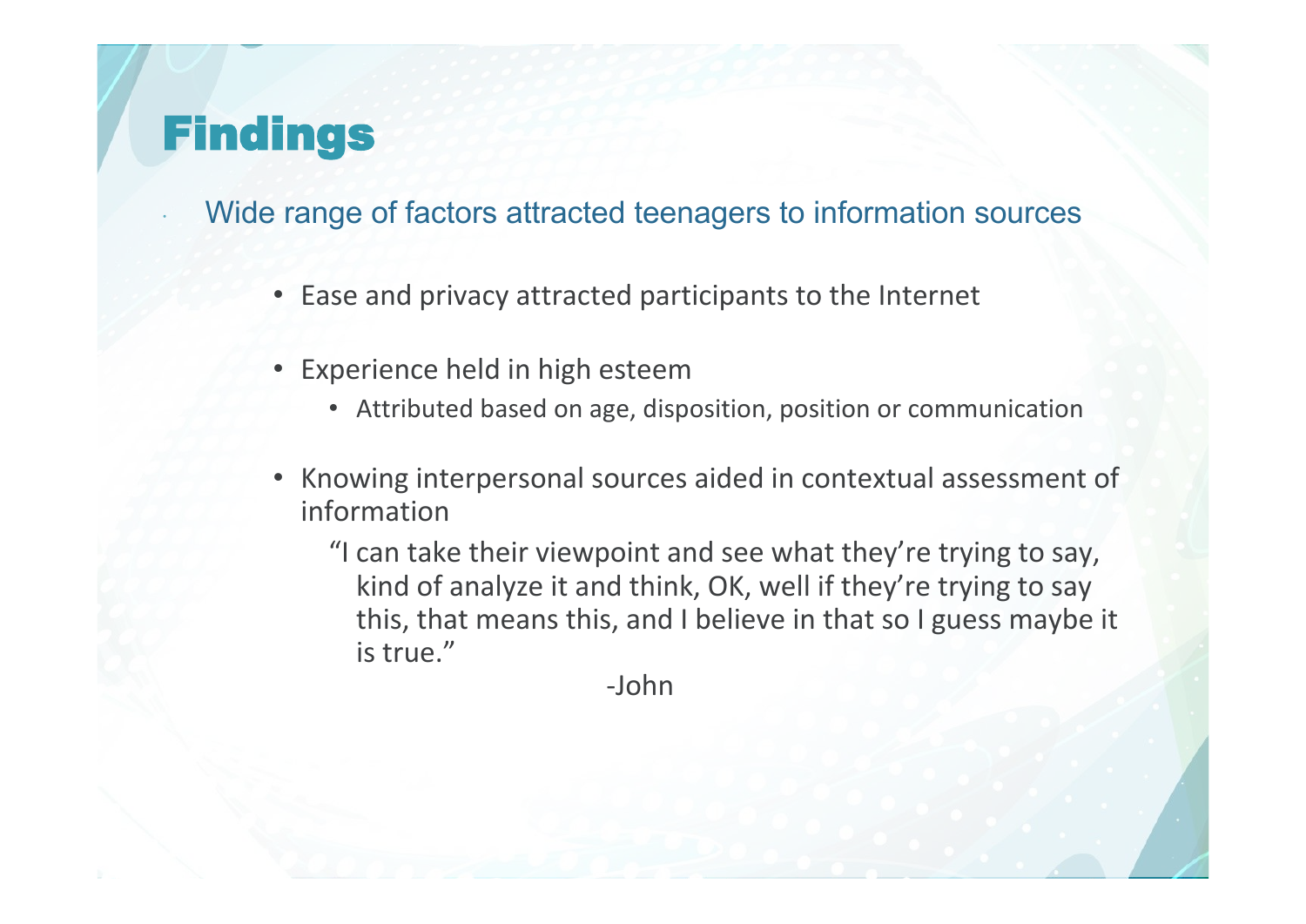# Findings

- Wide range of factors attracted teenagers to information sources
  - Ease and privacy attracted participants to the Internet
  - Experience held in high esteem
    - Attributed based on age, disposition, position or communication
  - Knowing interpersonal sources aided in contextual assessment of information

    "I can take their viewpoint and see what they're trying to say, kind of analyze it and think, OK, well if they're trying to say this, that means this, and I believe in that so I guess maybe it is true."

    -John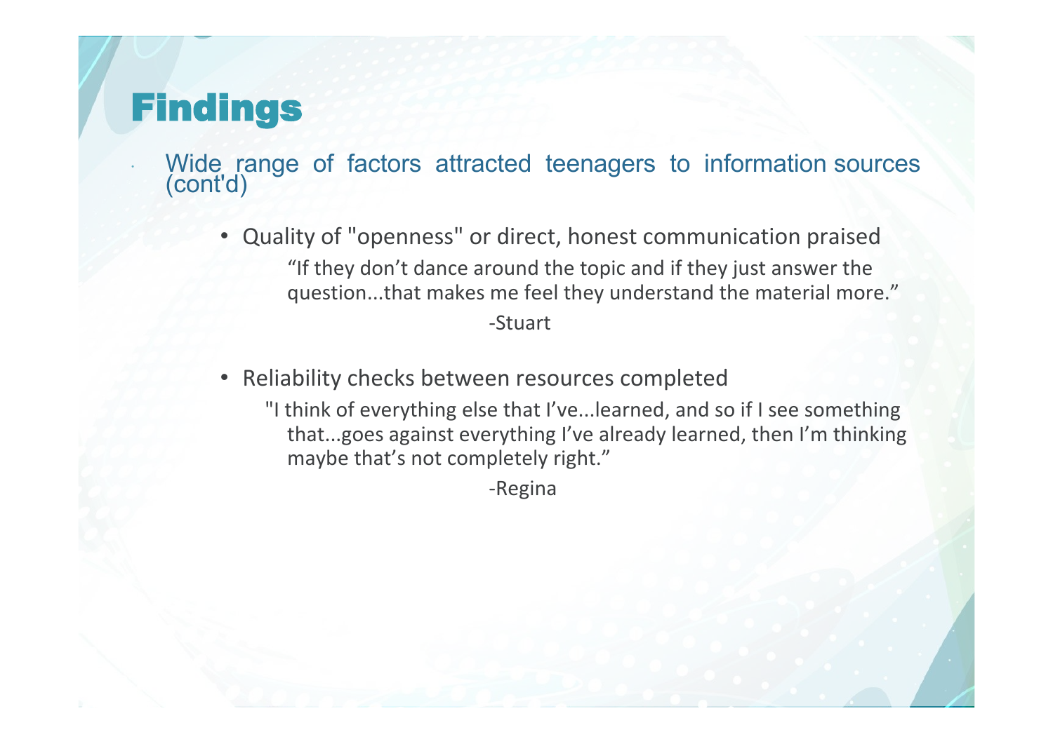# Findings

- Wide range of factors attracted teenagers to information sources (cont'd)

  - Quality of "openness" or direct, honest communication praised

    "If they don't dance around the topic and if they just answer the question...that makes me feel they understand the material more."

    -Stuart

  - Reliability checks between resources completed

    "I think of everything else that I've...learned, and so if I see something that...goes against everything I've already learned, then I'm thinking maybe that's not completely right."

    -Regina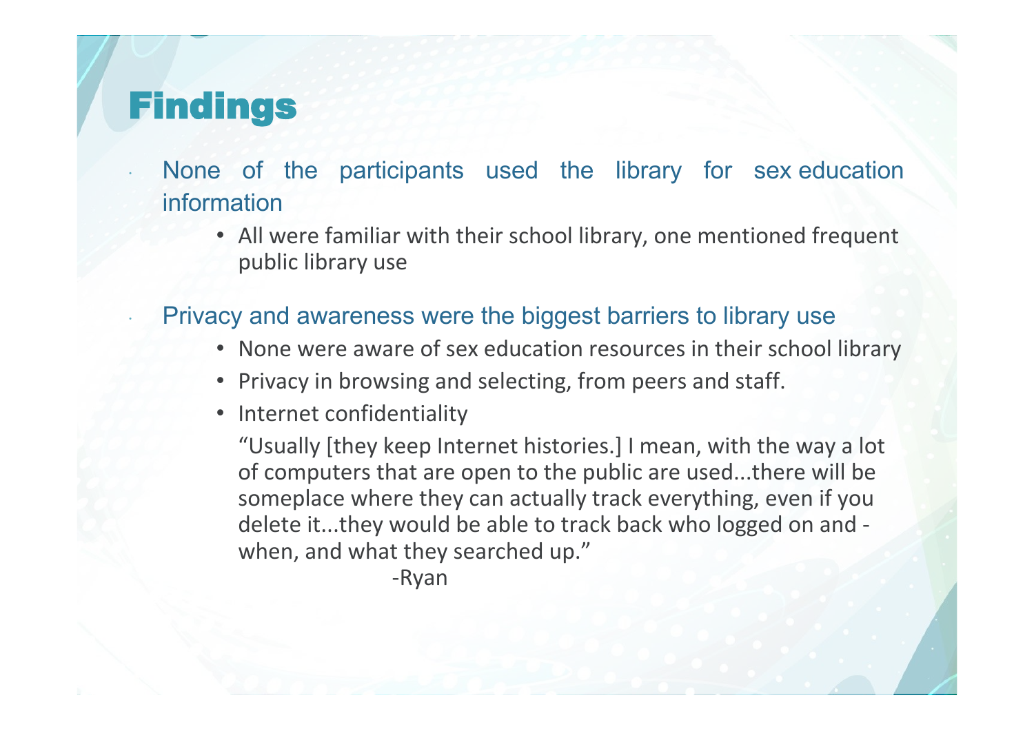# Findings

- None of the participants used the library for sex education information
  - All were familiar with their school library, one mentioned frequent public library use
- Privacy and awareness were the biggest barriers to library use
  - None were aware of sex education resources in their school library
  - Privacy in browsing and selecting, from peers and staff.
  - Internet confidentiality

    "Usually [they keep Internet histories.] I mean, with the way a lot of computers that are open to the public are used...there will be someplace where they can actually track everything, even if you delete it...they would be able to track back who logged on and - when, and what they searched up."

    -Ryan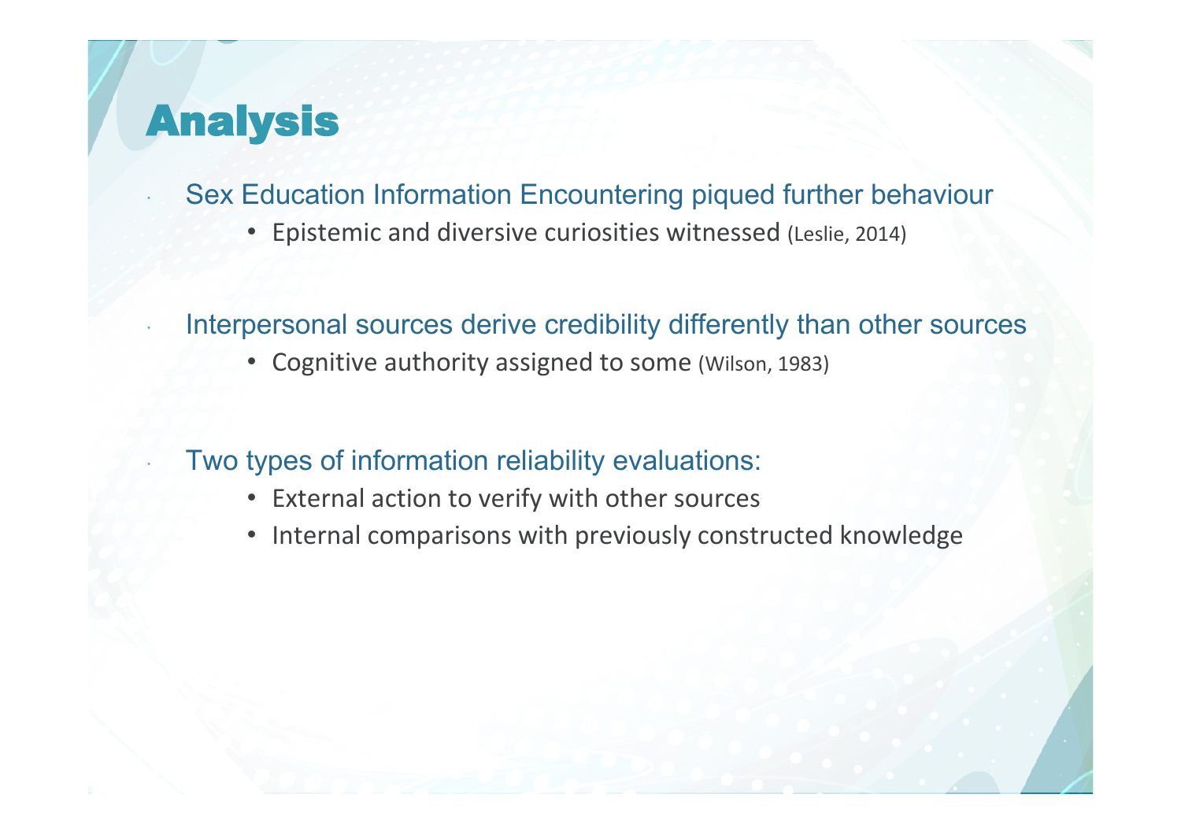# Analysis

- Sex Education Information Encountering piqued further behaviour
  - Epistemic and diversive curiosities witnessed (Leslie, 2014)

- Interpersonal sources derive credibility differently than other sources
  - Cognitive authority assigned to some (Wilson, 1983)

- Two types of information reliability evaluations:
  - External action to verify with other sources
  - Internal comparisons with previously constructed knowledge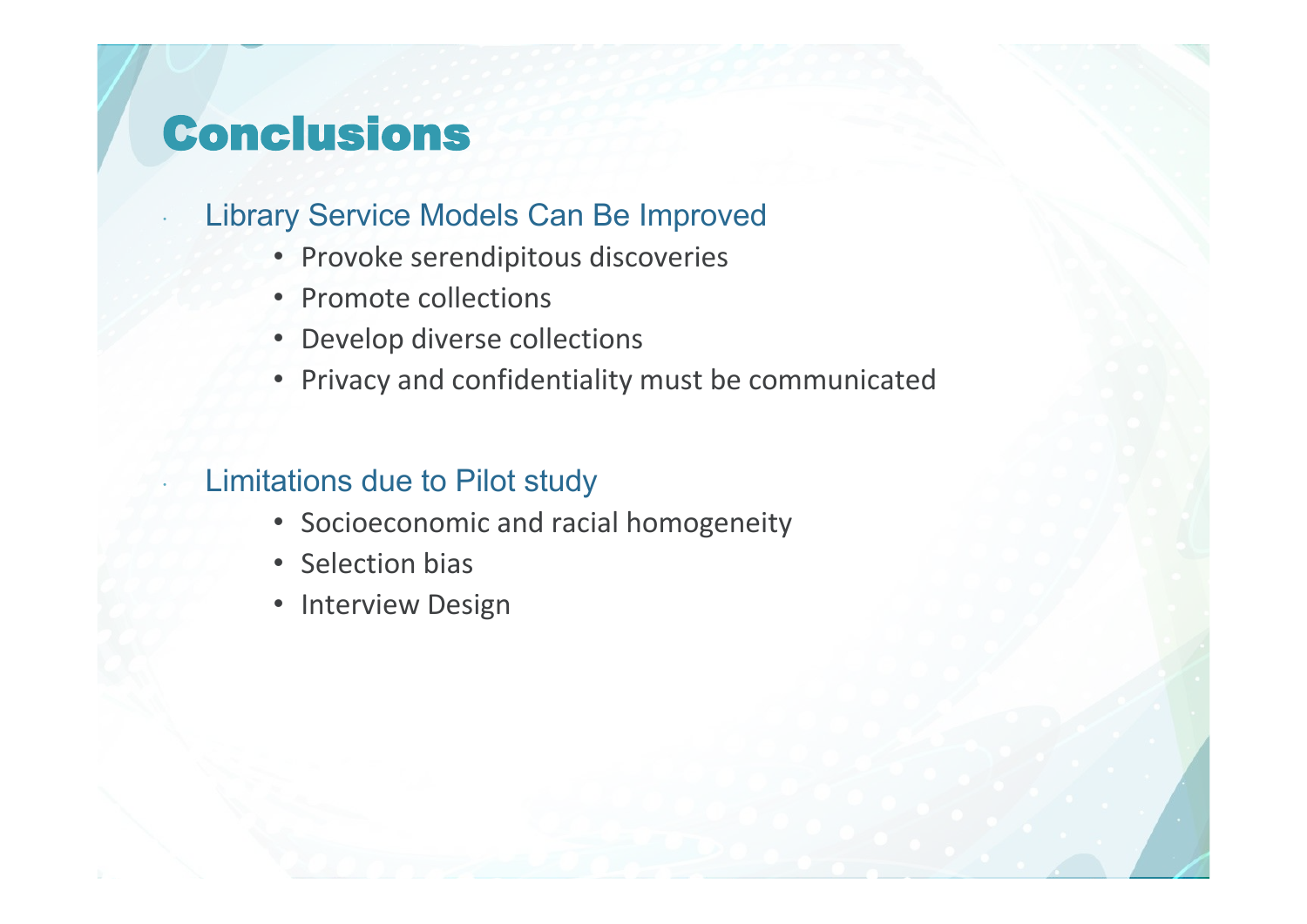# Conclusions

- Library Service Models Can Be Improved
  - Provoke serendipitous discoveries
  - Promote collections
  - Develop diverse collections
  - Privacy and confidentiality must be communicated

- Limitations due to Pilot study
  - Socioeconomic and racial homogeneity
  - Selection bias
  - Interview Design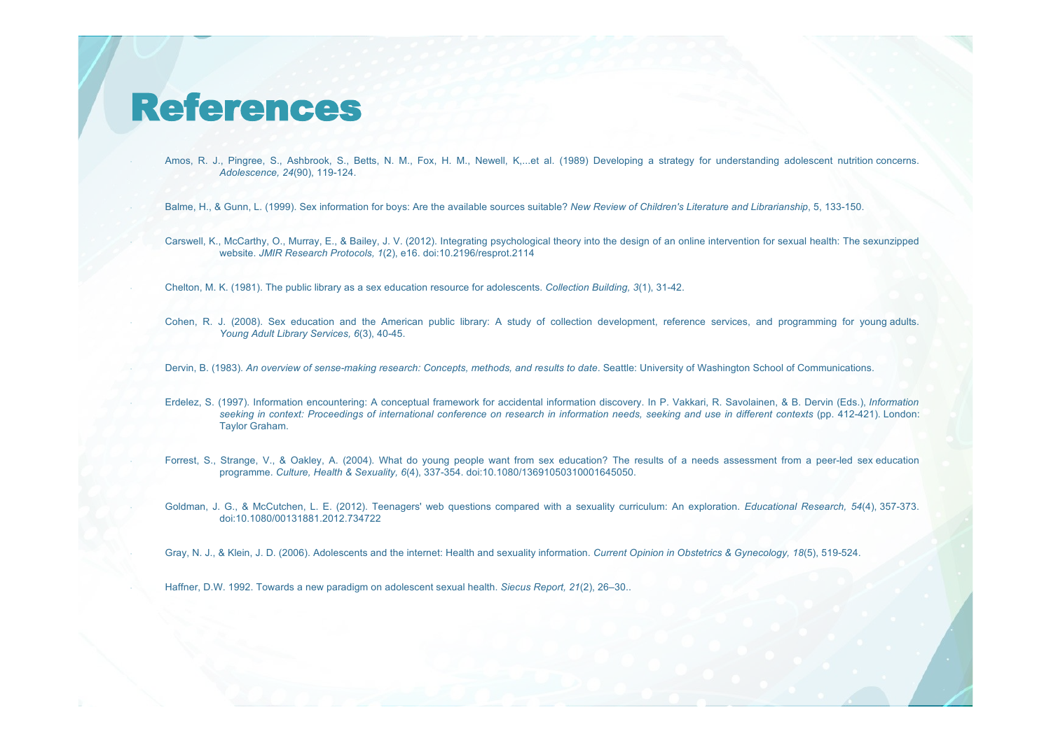# References

- Amos, R. J., Pingree, S., Ashbrook, S., Betts, N. M., Fox, H. M., Newell, K,...et al. (1989) Developing a strategy for understanding adolescent nutrition concerns. *Adolescence, 24*(90), 119-124.

- Balme, H., & Gunn, L. (1999). Sex information for boys: Are the available sources suitable? *New Review of Children's Literature and Librarianship*, 5, 133-150.

- Carswell, K., McCarthy, O., Murray, E., & Bailey, J. V. (2012). Integrating psychological theory into the design of an online intervention for sexual health: The sexunzipped website. *JMIR Research Protocols, 1*(2), e16. doi:10.2196/resprot.2114

- Chelton, M. K. (1981). The public library as a sex education resource for adolescents. *Collection Building, 3*(1), 31-42.

- Cohen, R. J. (2008). Sex education and the American public library: A study of collection development, reference services, and programming for young adults. *Young Adult Library Services, 6*(3), 40-45.

- Dervin, B. (1983). *An overview of sense-making research: Concepts, methods, and results to date*. Seattle: University of Washington School of Communications.

- Erdelez, S. (1997). Information encountering: A conceptual framework for accidental information discovery. In P. Vakkari, R. Savolainen, & B. Dervin (Eds.), *Information seeking in context: Proceedings of international conference on research in information needs, seeking and use in different contexts* (pp. 412-421). London: Taylor Graham.

- Forrest, S., Strange, V., & Oakley, A. (2004). What do young people want from sex education? The results of a needs assessment from a peer-led sex education programme. *Culture, Health & Sexuality, 6*(4), 337-354. doi:10.1080/13691050310001645050.

- Goldman, J. G., & McCutchen, L. E. (2012). Teenagers' web questions compared with a sexuality curriculum: An exploration. *Educational Research, 54*(4), 357-373. doi:10.1080/00131881.2012.734722

- Gray, N. J., & Klein, J. D. (2006). Adolescents and the internet: Health and sexuality information. *Current Opinion in Obstetrics & Gynecology, 18*(5), 519-524.

- Haffner, D.W. 1992. Towards a new paradigm on adolescent sexual health. *Siecus Report, 21*(2), 26–30..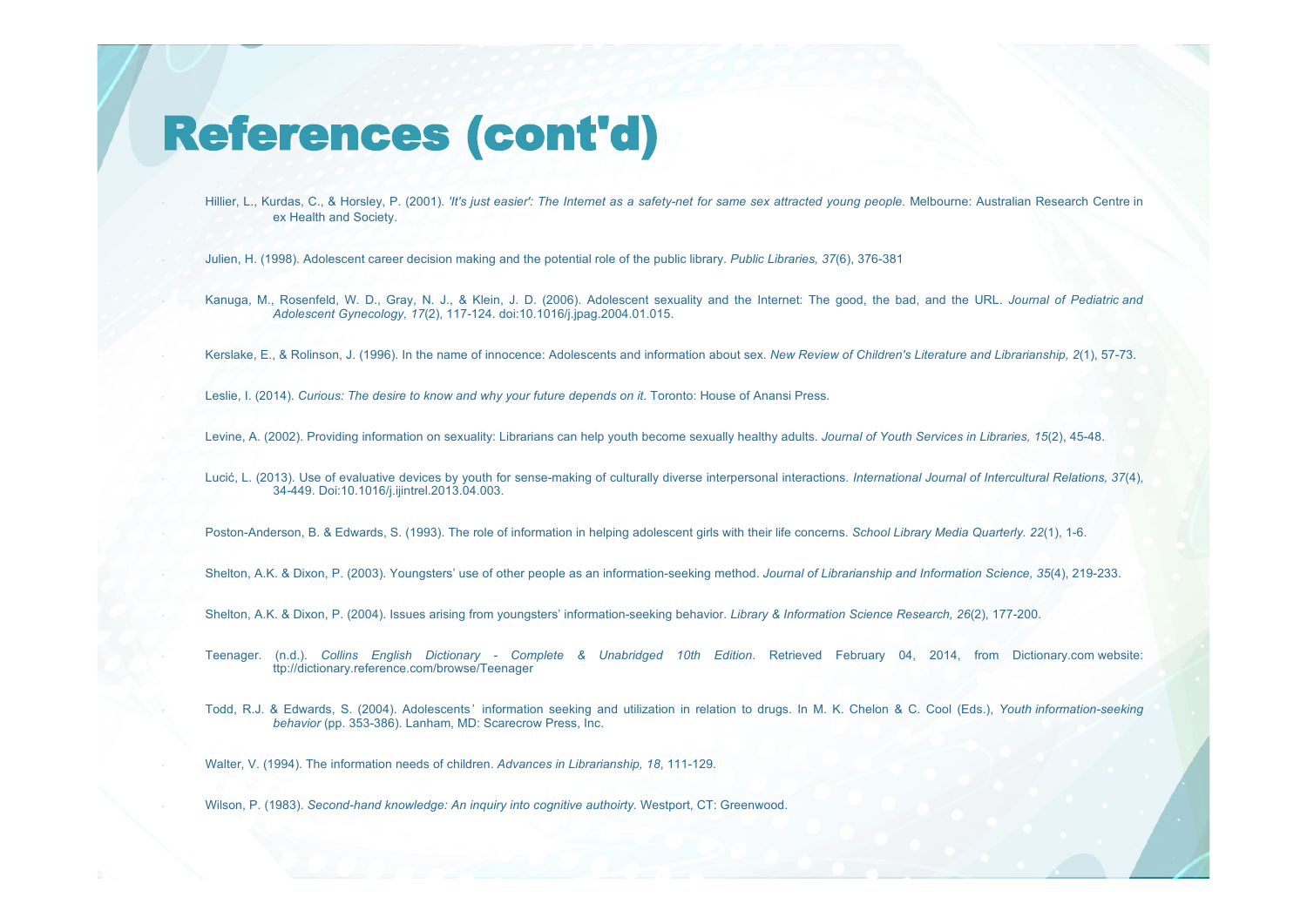# References (cont'd)

- Hillier, L., Kurdas, C., & Horsley, P. (2001). *'It's just easier': The Internet as a safety-net for same sex attracted young people.* Melbourne: Australian Research Centre in ex Health and Society.

- Julien, H. (1998). Adolescent career decision making and the potential role of the public library. *Public Libraries, 37*(6), 376-381

- Kanuga, M., Rosenfeld, W. D., Gray, N. J., & Klein, J. D. (2006). Adolescent sexuality and the Internet: The good, the bad, and the URL. *Journal of Pediatric and Adolescent Gynecology, 17*(2), 117-124. doi:10.1016/j.jpag.2004.01.015.

- Kerslake, E., & Rolinson, J. (1996). In the name of innocence: Adolescents and information about sex. *New Review of Children's Literature and Librarianship, 2*(1), 57-73.

- Leslie, I. (2014). *Curious: The desire to know and why your future depends on it.* Toronto: House of Anansi Press.

- Levine, A. (2002). Providing information on sexuality: Librarians can help youth become sexually healthy adults. *Journal of Youth Services in Libraries, 15*(2), 45-48.

- Lucić, L. (2013). Use of evaluative devices by youth for sense-making of culturally diverse interpersonal interactions. *International Journal of Intercultural Relations, 37*(4), 34-449. Doi:10.1016/j.ijintrel.2013.04.003.

- Poston-Anderson, B. & Edwards, S. (1993). The role of information in helping adolescent girls with their life concerns. *School Library Media Quarterly. 22*(1), 1-6.

- Shelton, A.K. & Dixon, P. (2003). Youngsters' use of other people as an information-seeking method. *Journal of Librarianship and Information Science, 35*(4), 219-233.

- Shelton, A.K. & Dixon, P. (2004). Issues arising from youngsters' information-seeking behavior. *Library & Information Science Research, 26*(2), 177-200.

- Teenager. (n.d.). *Collins English Dictionary - Complete & Unabridged 10th Edition*. Retrieved February 04, 2014, from Dictionary.com website: ttp://dictionary.reference.com/browse/Teenager

- Todd, R.J. & Edwards, S. (2004). Adolescents' information seeking and utilization in relation to drugs. In M. K. Chelon & C. Cool (Eds.), *Youth information-seeking behavior* (pp. 353-386). Lanham, MD: Scarecrow Press, Inc.

- Walter, V. (1994). The information needs of children. *Advances in Librarianship, 18*, 111-129.

- Wilson, P. (1983). *Second-hand knowledge: An inquiry into cognitive authoirty.* Westport, CT: Greenwood.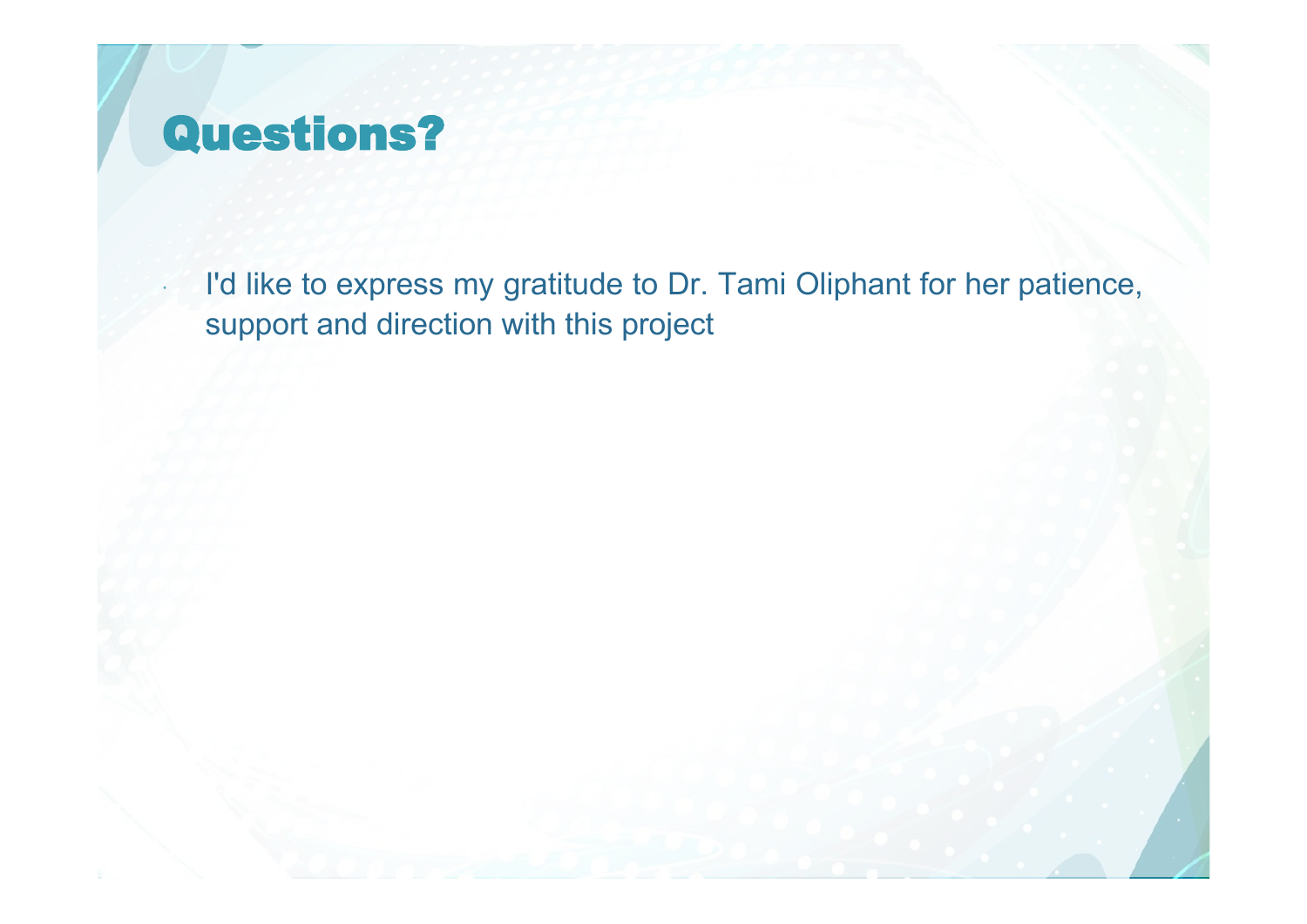# Questions?

- I'd like to express my gratitude to Dr. Tami Oliphant for her patience, support and direction with this project